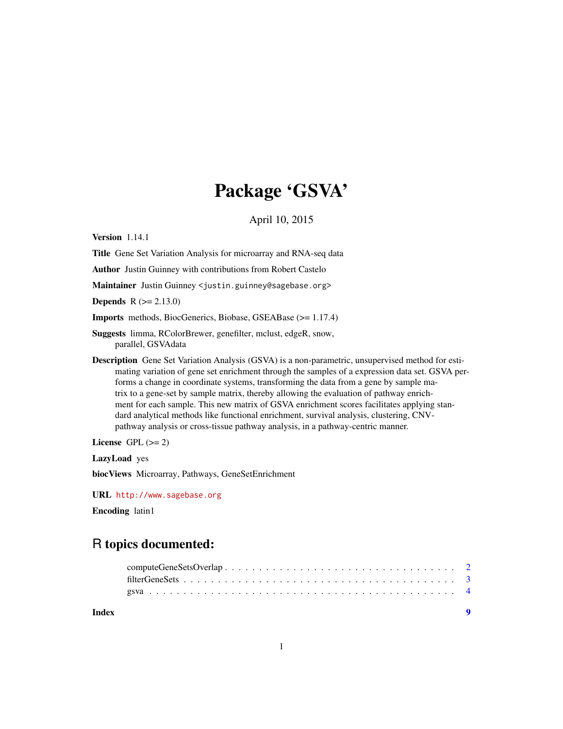# Package 'GSVA'

April 10, 2015

**Version** 1.14.1

**Title** Gene Set Variation Analysis for microarray and RNA-seq data

**Author** Justin Guinney with contributions from Robert Castelo

**Maintainer** Justin Guinney <justin.guinney@sagebase.org>

**Depends** R (>= 2.13.0)

**Imports** methods, BiocGenerics, Biobase, GSEABase (>= 1.17.4)

**Suggests** limma, RColorBrewer, genefilter, mclust, edgeR, snow, parallel, GSVAdata

**Description** Gene Set Variation Analysis (GSVA) is a non-parametric, unsupervised method for estimating variation of gene set enrichment through the samples of a expression data set. GSVA performs a change in coordinate systems, transforming the data from a gene by sample matrix to a gene-set by sample matrix, thereby allowing the evaluation of pathway enrichment for each sample. This new matrix of GSVA enrichment scores facilitates applying standard analytical methods like functional enrichment, survival analysis, clustering, CNV-pathway analysis or cross-tissue pathway analysis, in a pathway-centric manner.

**License** GPL (>= 2)

**LazyLoad** yes

**biocViews** Microarray, Pathways, GeneSetEnrichment

**URL** http://www.sagebase.org

**Encoding** latin1

## R topics documented:

computeGeneSetsOverlap . . . . . . . . . . . . . . . . . . . . . . . . . . . . . . . . 2
filterGeneSets . . . . . . . . . . . . . . . . . . . . . . . . . . . . . . . . . . . . . 3
gsva . . . . . . . . . . . . . . . . . . . . . . . . . . . . . . . . . . . . . . . . . . 4

**Index** **9**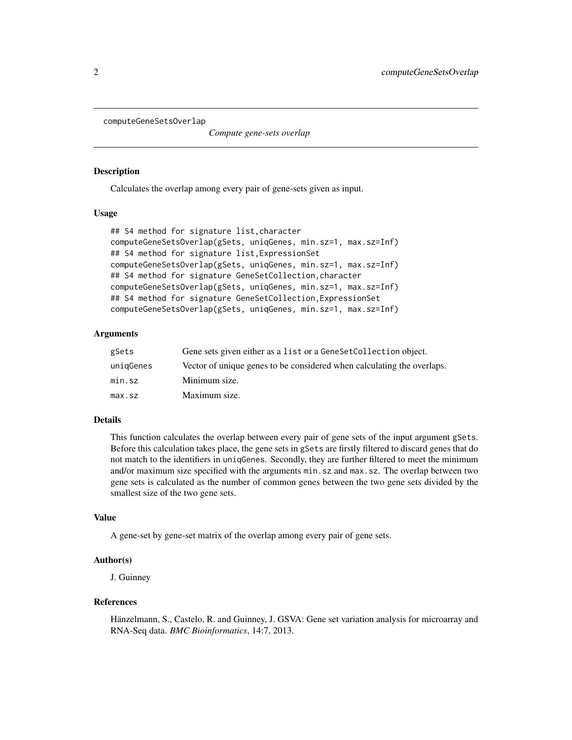```
computeGeneSetsOverlap
```

*Compute gene-sets overlap*

## Description

Calculates the overlap among every pair of gene-sets given as input.

## Usage

```
## S4 method for signature list,character
computeGeneSetsOverlap(gSets, uniqGenes, min.sz=1, max.sz=Inf)
## S4 method for signature list,ExpressionSet
computeGeneSetsOverlap(gSets, uniqGenes, min.sz=1, max.sz=Inf)
## S4 method for signature GeneSetCollection,character
computeGeneSetsOverlap(gSets, uniqGenes, min.sz=1, max.sz=Inf)
## S4 method for signature GeneSetCollection,ExpressionSet
computeGeneSetsOverlap(gSets, uniqGenes, min.sz=1, max.sz=Inf)
```

## Arguments

| | |
|---|---|
| `gSets` | Gene sets given either as a `list` or a `GeneSetCollection` object. |
| `uniqGenes` | Vector of unique genes to be considered when calculating the overlaps. |
| `min.sz` | Minimum size. |
| `max.sz` | Maximum size. |

## Details

This function calculates the overlap between every pair of gene sets of the input argument `gSets`. Before this calculation takes place, the gene sets in `gSets` are firstly filtered to discard genes that do not match to the identifiers in `uniqGenes`. Secondly, they are further filtered to meet the minimum and/or maximum size specified with the arguments `min.sz` and `max.sz`. The overlap between two gene sets is calculated as the number of common genes between the two gene sets divided by the smallest size of the two gene sets.

## Value

A gene-set by gene-set matrix of the overlap among every pair of gene sets.

## Author(s)

J. Guinney

## References

Hänzelmann, S., Castelo, R. and Guinney, J. GSVA: Gene set variation analysis for microarray and RNA-Seq data. *BMC Bioinformatics*, 14:7, 2013.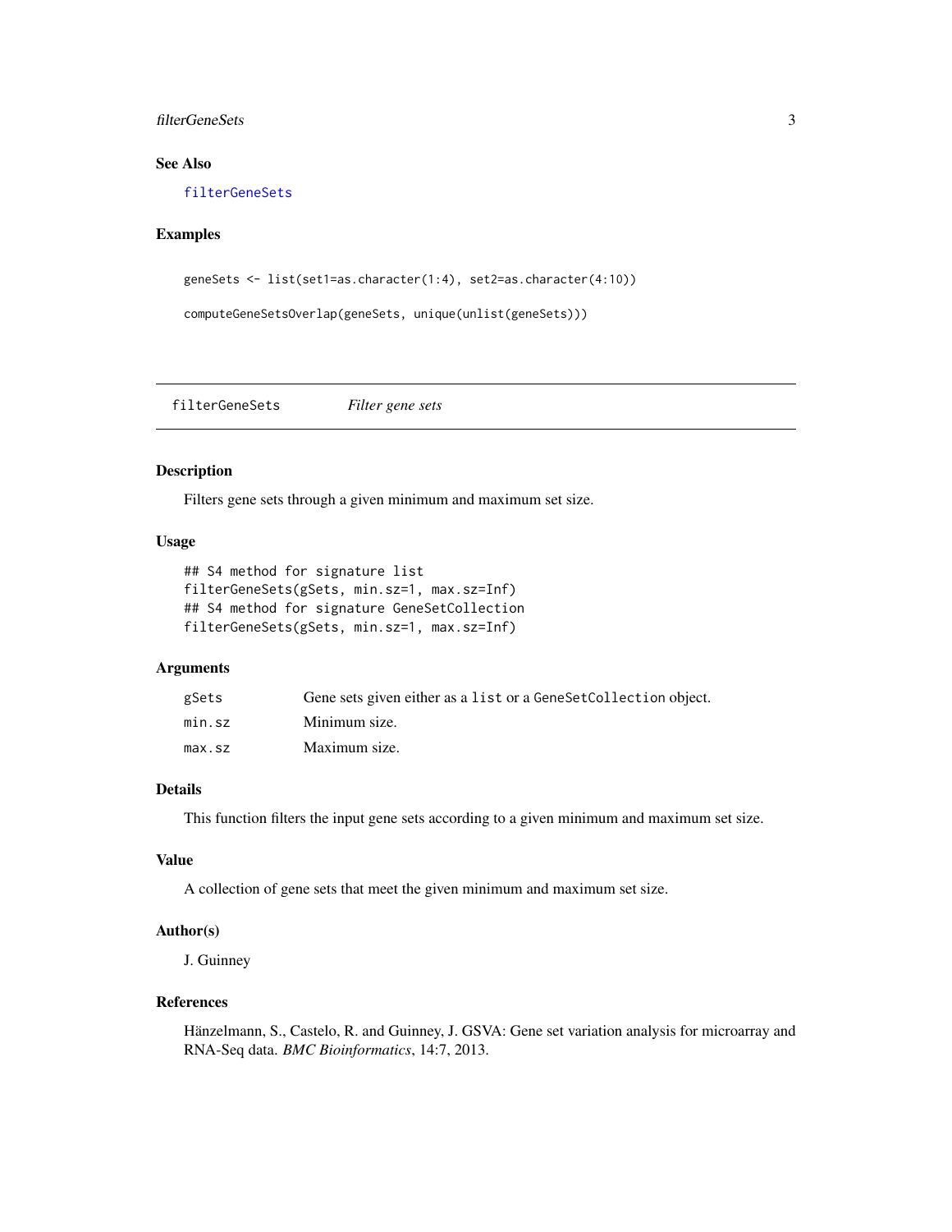### See Also

filterGeneSets

### Examples

```
geneSets <- list(set1=as.character(1:4), set2=as.character(4:10))

computeGeneSetsOverlap(geneSets, unique(unlist(geneSets)))
```

---

## filterGeneSets &nbsp;&nbsp;&nbsp;&nbsp; *Filter gene sets*

---

### Description

Filters gene sets through a given minimum and maximum set size.

### Usage

```
## S4 method for signature list
filterGeneSets(gSets, min.sz=1, max.sz=Inf)
## S4 method for signature GeneSetCollection
filterGeneSets(gSets, min.sz=1, max.sz=Inf)
```

### Arguments

| | |
|---|---|
| `gSets` | Gene sets given either as a `list` or a `GeneSetCollection` object. |
| `min.sz` | Minimum size. |
| `max.sz` | Maximum size. |

### Details

This function filters the input gene sets according to a given minimum and maximum set size.

### Value

A collection of gene sets that meet the given minimum and maximum set size.

### Author(s)

J. Guinney

### References

Hänzelmann, S., Castelo, R. and Guinney, J. GSVA: Gene set variation analysis for microarray and RNA-Seq data. *BMC Bioinformatics*, 14:7, 2013.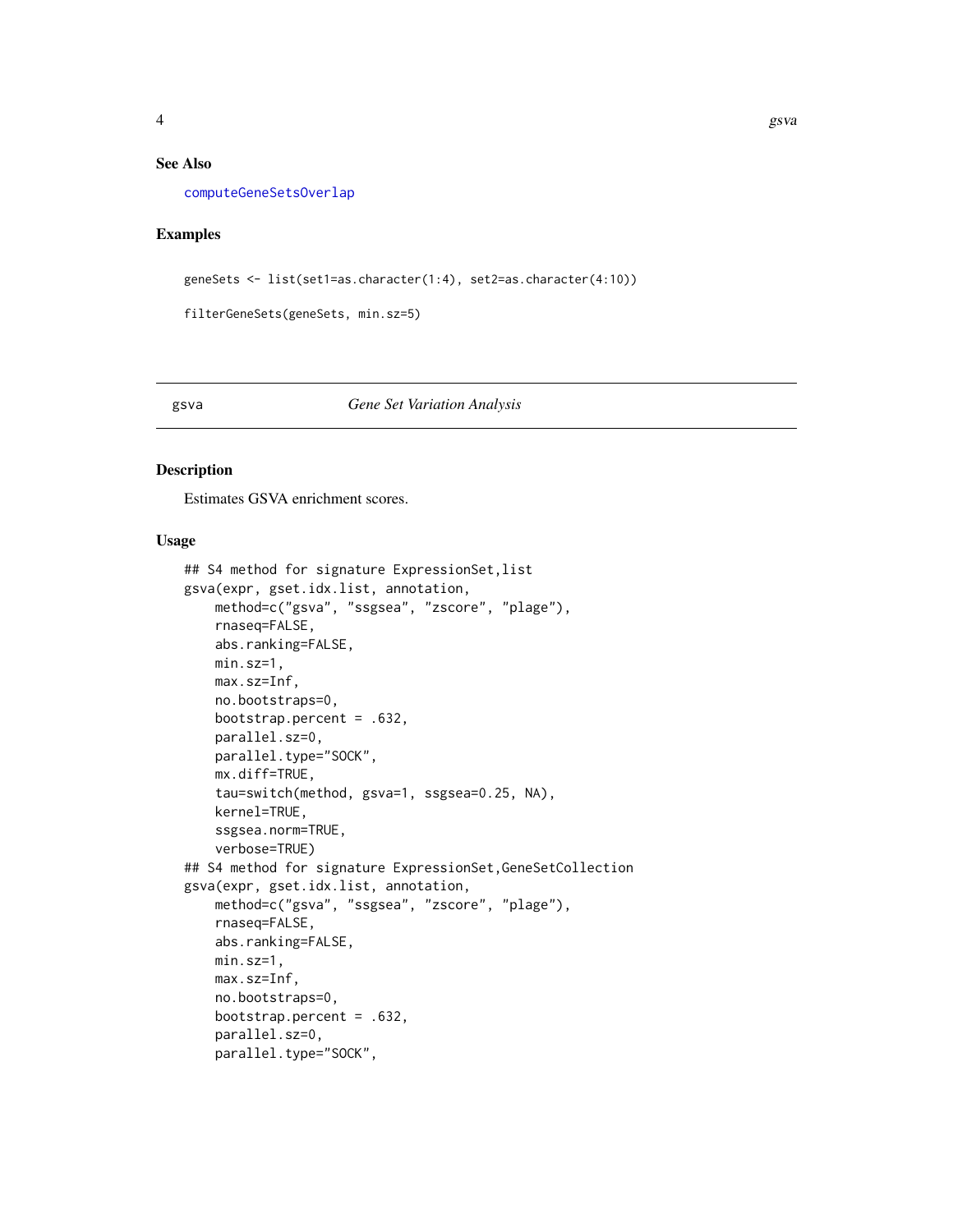## See Also

computeGeneSetsOverlap

## Examples

```
geneSets <- list(set1=as.character(1:4), set2=as.character(4:10))

filterGeneSets(geneSets, min.sz=5)
```

---

# gsva *Gene Set Variation Analysis*

---

## Description

Estimates GSVA enrichment scores.

## Usage

```
## S4 method for signature ExpressionSet,list
gsva(expr, gset.idx.list, annotation,
    method=c("gsva", "ssgsea", "zscore", "plage"),
    rnaseq=FALSE,
    abs.ranking=FALSE,
    min.sz=1,
    max.sz=Inf,
    no.bootstraps=0,
    bootstrap.percent = .632,
    parallel.sz=0,
    parallel.type="SOCK",
    mx.diff=TRUE,
    tau=switch(method, gsva=1, ssgsea=0.25, NA),
    kernel=TRUE,
    ssgsea.norm=TRUE,
    verbose=TRUE)
## S4 method for signature ExpressionSet,GeneSetCollection
gsva(expr, gset.idx.list, annotation,
    method=c("gsva", "ssgsea", "zscore", "plage"),
    rnaseq=FALSE,
    abs.ranking=FALSE,
    min.sz=1,
    max.sz=Inf,
    no.bootstraps=0,
    bootstrap.percent = .632,
    parallel.sz=0,
    parallel.type="SOCK",
```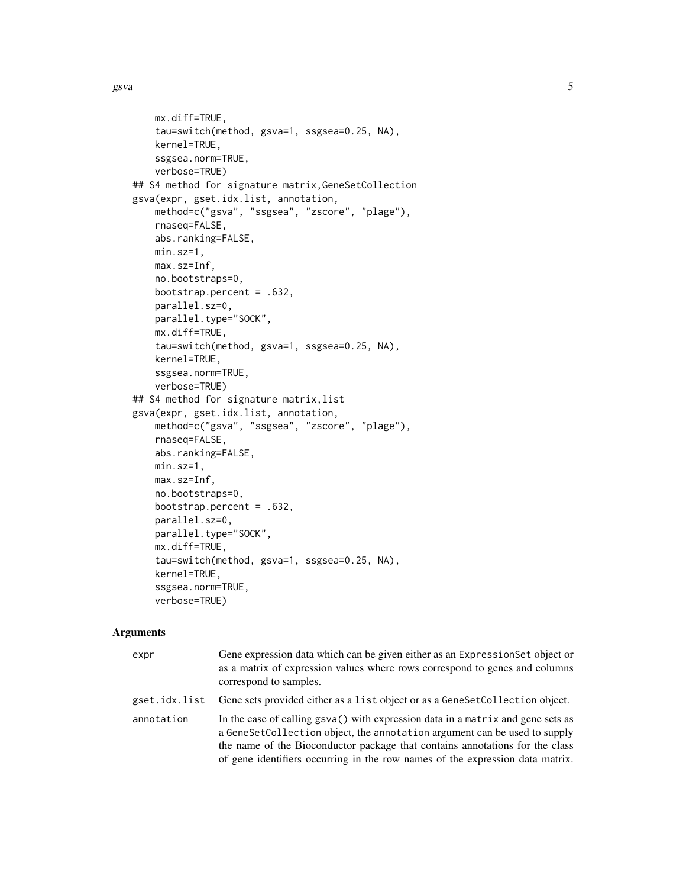```
    mx.diff=TRUE,
    tau=switch(method, gsva=1, ssgsea=0.25, NA),
    kernel=TRUE,
    ssgsea.norm=TRUE,
    verbose=TRUE)
## S4 method for signature matrix,GeneSetCollection
gsva(expr, gset.idx.list, annotation,
    method=c("gsva", "ssgsea", "zscore", "plage"),
    rnaseq=FALSE,
    abs.ranking=FALSE,
    min.sz=1,
    max.sz=Inf,
    no.bootstraps=0,
    bootstrap.percent = .632,
    parallel.sz=0,
    parallel.type="SOCK",
    mx.diff=TRUE,
    tau=switch(method, gsva=1, ssgsea=0.25, NA),
    kernel=TRUE,
    ssgsea.norm=TRUE,
    verbose=TRUE)
## S4 method for signature matrix,list
gsva(expr, gset.idx.list, annotation,
    method=c("gsva", "ssgsea", "zscore", "plage"),
    rnaseq=FALSE,
    abs.ranking=FALSE,
    min.sz=1,
    max.sz=Inf,
    no.bootstraps=0,
    bootstrap.percent = .632,
    parallel.sz=0,
    parallel.type="SOCK",
    mx.diff=TRUE,
    tau=switch(method, gsva=1, ssgsea=0.25, NA),
    kernel=TRUE,
    ssgsea.norm=TRUE,
    verbose=TRUE)
```

## Arguments

| | |
|---|---|
| `expr` | Gene expression data which can be given either as an `ExpressionSet` object or as a matrix of expression values where rows correspond to genes and columns correspond to samples. |
| `gset.idx.list` | Gene sets provided either as a `list` object or as a `GeneSetCollection` object. |
| `annotation` | In the case of calling `gsva()` with expression data in a `matrix` and gene sets as a `GeneSetCollection` object, the `annotation` argument can be used to supply the name of the Bioconductor package that contains annotations for the class of gene identifiers occurring in the row names of the expression data matrix. |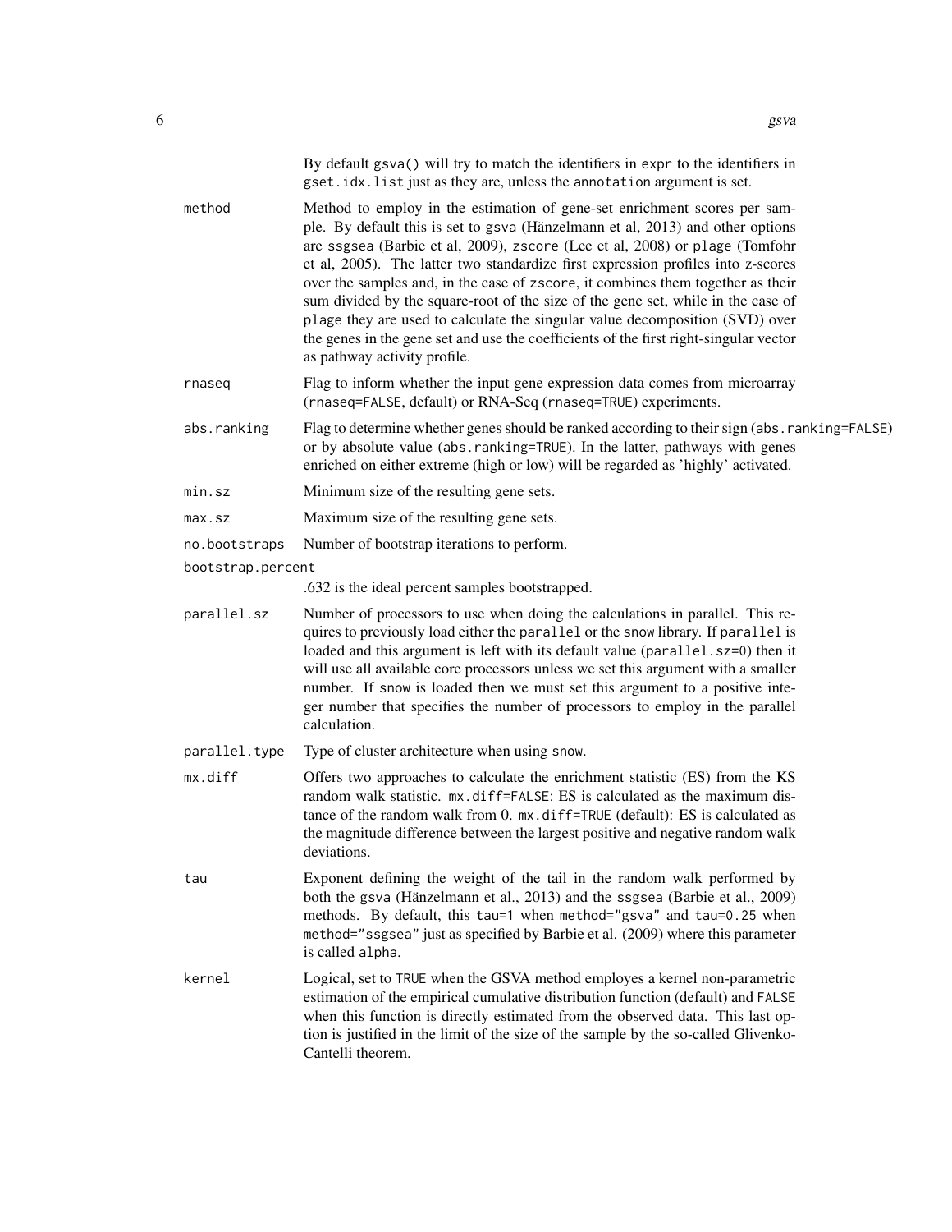By default `gsva()` will try to match the identifiers in `expr` to the identifiers in `gset.idx.list` just as they are, unless the `annotation` argument is set.

`method`
: Method to employ in the estimation of gene-set enrichment scores per sample. By default this is set to `gsva` (Hänzelmann et al, 2013) and other options are `ssgsea` (Barbie et al, 2009), `zscore` (Lee et al, 2008) or `plage` (Tomfohr et al, 2005). The latter two standardize first expression profiles into z-scores over the samples and, in the case of `zscore`, it combines them together as their sum divided by the square-root of the size of the gene set, while in the case of `plage` they are used to calculate the singular value decomposition (SVD) over the genes in the gene set and use the coefficients of the first right-singular vector as pathway activity profile.

`rnaseq`
: Flag to inform whether the input gene expression data comes from microarray (`rnaseq=FALSE`, default) or RNA-Seq (`rnaseq=TRUE`) experiments.

`abs.ranking`
: Flag to determine whether genes should be ranked according to their sign (`abs.ranking=FALSE`) or by absolute value (`abs.ranking=TRUE`). In the latter, pathways with genes enriched on either extreme (high or low) will be regarded as 'highly' activated.

`min.sz`
: Minimum size of the resulting gene sets.

`max.sz`
: Maximum size of the resulting gene sets.

`no.bootstraps`
: Number of bootstrap iterations to perform.

`bootstrap.percent`
: .632 is the ideal percent samples bootstrapped.

`parallel.sz`
: Number of processors to use when doing the calculations in parallel. This requires to previously load either the `parallel` or the `snow` library. If `parallel` is loaded and this argument is left with its default value (`parallel.sz=0`) then it will use all available core processors unless we set this argument with a smaller number. If `snow` is loaded then we must set this argument to a positive integer number that specifies the number of processors to employ in the parallel calculation.

`parallel.type`
: Type of cluster architecture when using `snow`.

`mx.diff`
: Offers two approaches to calculate the enrichment statistic (ES) from the KS random walk statistic. `mx.diff=FALSE`: ES is calculated as the maximum distance of the random walk from 0. `mx.diff=TRUE` (default): ES is calculated as the magnitude difference between the largest positive and negative random walk deviations.

`tau`
: Exponent defining the weight of the tail in the random walk performed by both the `gsva` (Hänzelmann et al., 2013) and the `ssgsea` (Barbie et al., 2009) methods. By default, this `tau=1` when `method="gsva"` and `tau=0.25` when `method="ssgsea"` just as specified by Barbie et al. (2009) where this parameter is called `alpha`.

`kernel`
: Logical, set to `TRUE` when the GSVA method employes a kernel non-parametric estimation of the empirical cumulative distribution function (default) and `FALSE` when this function is directly estimated from the observed data. This last option is justified in the limit of the size of the sample by the so-called Glivenko-Cantelli theorem.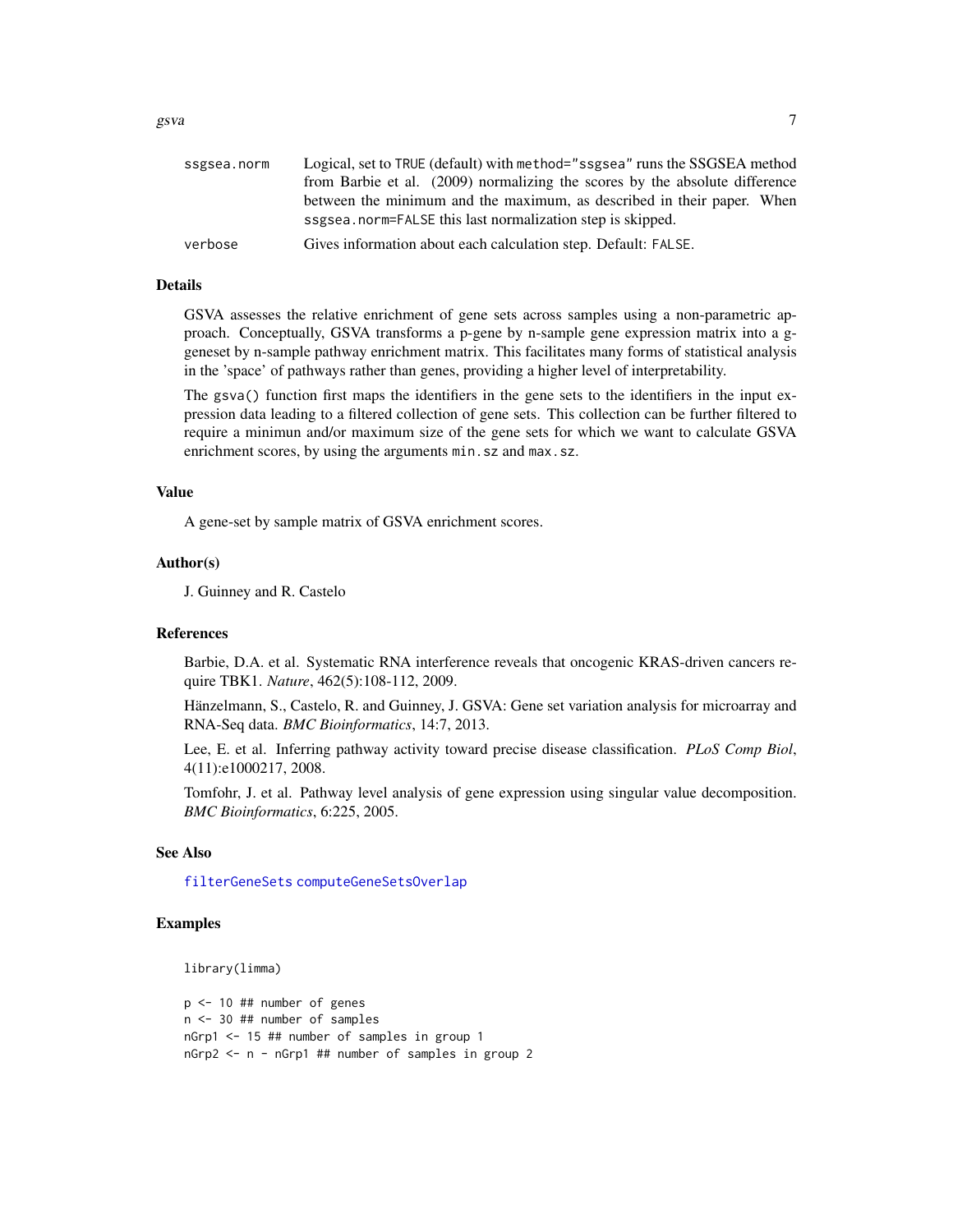| | |
|---|---|
| ssgsea.norm | Logical, set to TRUE (default) with method="ssgsea" runs the SSGSEA method from Barbie et al. (2009) normalizing the scores by the absolute difference between the minimum and the maximum, as described in their paper. When ssgsea.norm=FALSE this last normalization step is skipped. |
| verbose | Gives information about each calculation step. Default: FALSE. |

## Details

GSVA assesses the relative enrichment of gene sets across samples using a non-parametric approach. Conceptually, GSVA transforms a p-gene by n-sample gene expression matrix into a g-geneset by n-sample pathway enrichment matrix. This facilitates many forms of statistical analysis in the 'space' of pathways rather than genes, providing a higher level of interpretability.

The gsva() function first maps the identifiers in the gene sets to the identifiers in the input expression data leading to a filtered collection of gene sets. This collection can be further filtered to require a minimun and/or maximum size of the gene sets for which we want to calculate GSVA enrichment scores, by using the arguments min.sz and max.sz.

## Value

A gene-set by sample matrix of GSVA enrichment scores.

## Author(s)

J. Guinney and R. Castelo

## References

Barbie, D.A. et al. Systematic RNA interference reveals that oncogenic KRAS-driven cancers require TBK1. *Nature*, 462(5):108-112, 2009.

Hänzelmann, S., Castelo, R. and Guinney, J. GSVA: Gene set variation analysis for microarray and RNA-Seq data. *BMC Bioinformatics*, 14:7, 2013.

Lee, E. et al. Inferring pathway activity toward precise disease classification. *PLoS Comp Biol*, 4(11):e1000217, 2008.

Tomfohr, J. et al. Pathway level analysis of gene expression using singular value decomposition. *BMC Bioinformatics*, 6:225, 2005.

## See Also

filterGeneSets computeGeneSetsOverlap

## Examples

```
library(limma)

p <- 10 ## number of genes
n <- 30 ## number of samples
nGrp1 <- 15 ## number of samples in group 1
nGrp2 <- n - nGrp1 ## number of samples in group 2
```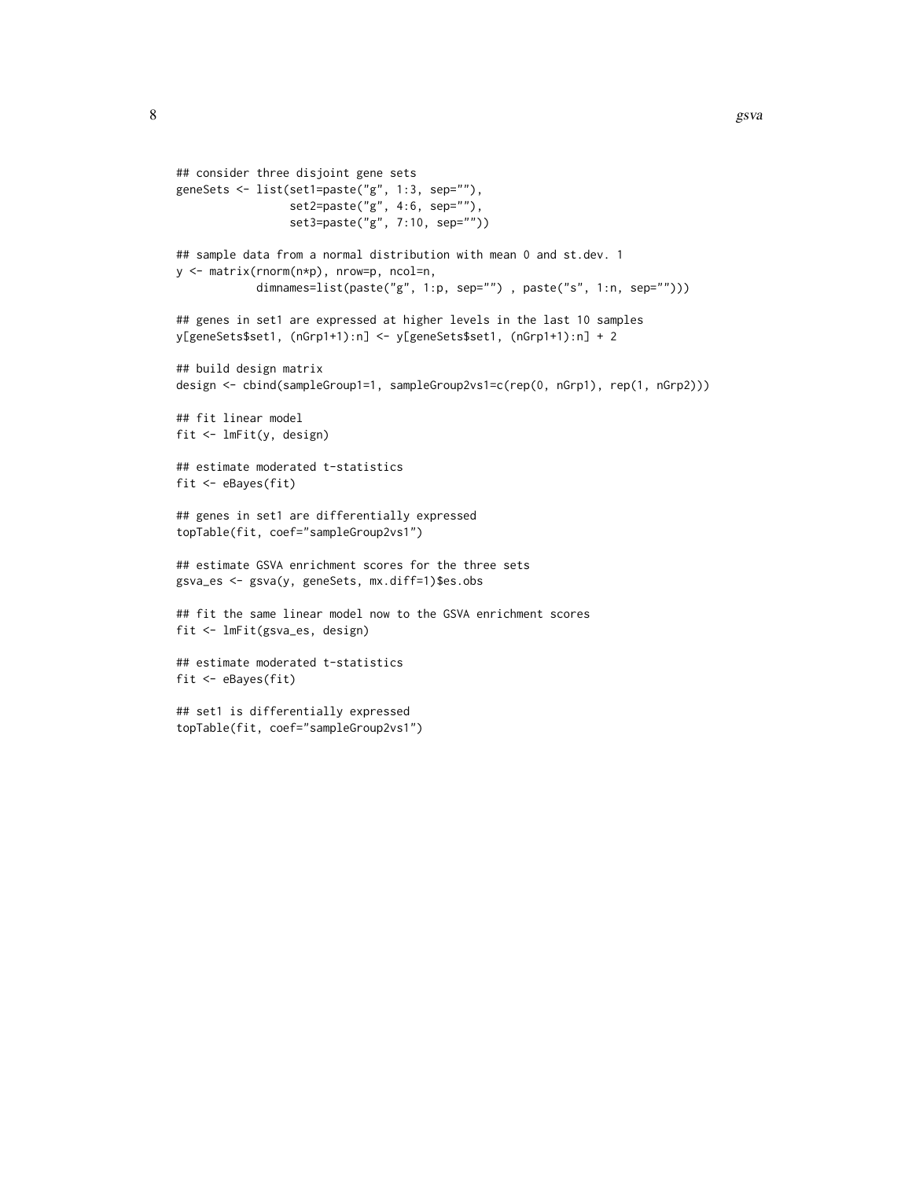```
## consider three disjoint gene sets
geneSets <- list(set1=paste("g", 1:3, sep=""),
                 set2=paste("g", 4:6, sep=""),
                 set3=paste("g", 7:10, sep=""))

## sample data from a normal distribution with mean 0 and st.dev. 1
y <- matrix(rnorm(n*p), nrow=p, ncol=n,
            dimnames=list(paste("g", 1:p, sep="") , paste("s", 1:n, sep="")))

## genes in set1 are expressed at higher levels in the last 10 samples
y[geneSets$set1, (nGrp1+1):n] <- y[geneSets$set1, (nGrp1+1):n] + 2

## build design matrix
design <- cbind(sampleGroup1=1, sampleGroup2vs1=c(rep(0, nGrp1), rep(1, nGrp2)))

## fit linear model
fit <- lmFit(y, design)

## estimate moderated t-statistics
fit <- eBayes(fit)

## genes in set1 are differentially expressed
topTable(fit, coef="sampleGroup2vs1")

## estimate GSVA enrichment scores for the three sets
gsva_es <- gsva(y, geneSets, mx.diff=1)$es.obs

## fit the same linear model now to the GSVA enrichment scores
fit <- lmFit(gsva_es, design)

## estimate moderated t-statistics
fit <- eBayes(fit)

## set1 is differentially expressed
topTable(fit, coef="sampleGroup2vs1")
```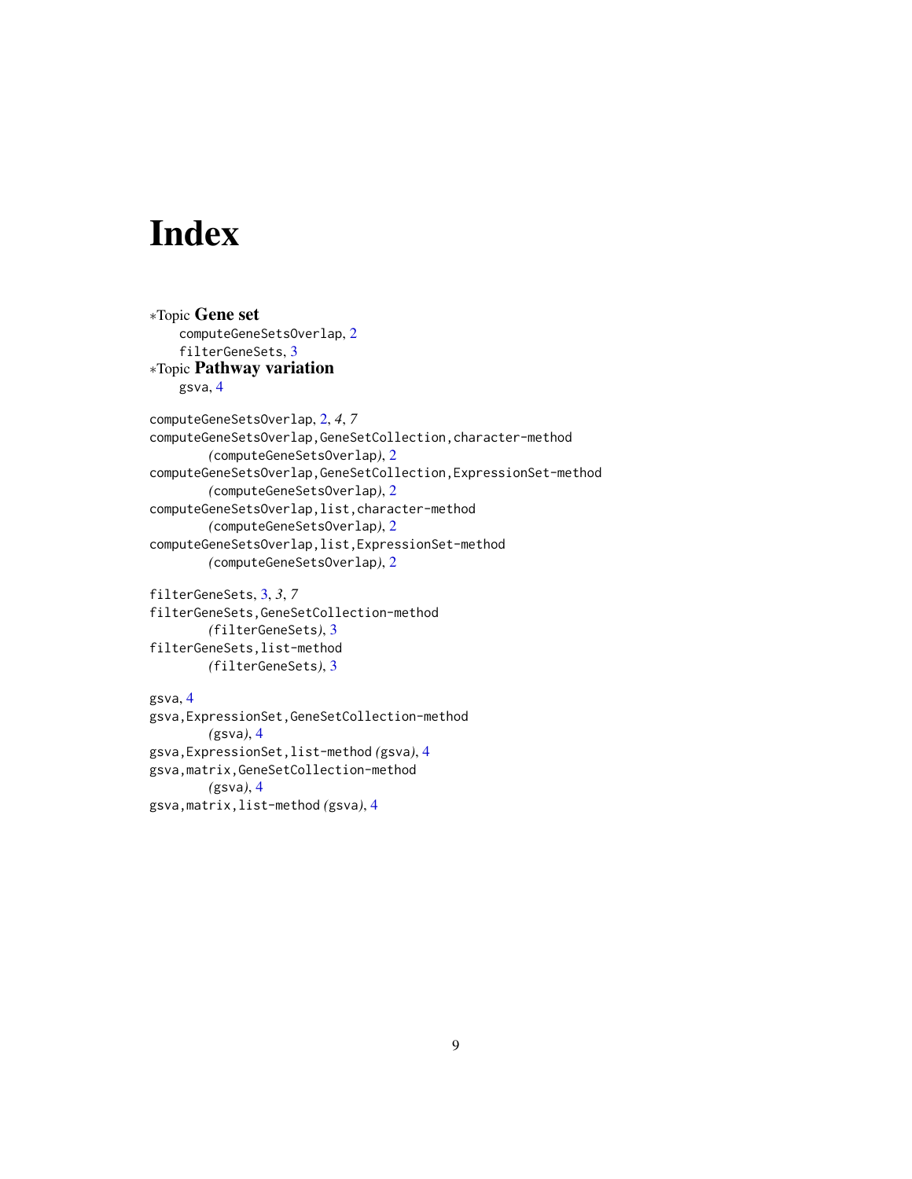# Index

*Topic **Gene set**
    computeGeneSetsOverlap, 2
    filterGeneSets, 3
*Topic **Pathway variation**
    gsva, 4

computeGeneSetsOverlap, 2, *4*, *7*
computeGeneSetsOverlap,GeneSetCollection,character-method
        *(*computeGeneSetsOverlap*)*, 2
computeGeneSetsOverlap,GeneSetCollection,ExpressionSet-method
        *(*computeGeneSetsOverlap*)*, 2
computeGeneSetsOverlap,list,character-method
        *(*computeGeneSetsOverlap*)*, 2
computeGeneSetsOverlap,list,ExpressionSet-method
        *(*computeGeneSetsOverlap*)*, 2

filterGeneSets, 3, *3*, *7*
filterGeneSets,GeneSetCollection-method
        *(*filterGeneSets*)*, 3
filterGeneSets,list-method
        *(*filterGeneSets*)*, 3

gsva, 4
gsva,ExpressionSet,GeneSetCollection-method
        *(*gsva*)*, 4
gsva,ExpressionSet,list-method *(*gsva*)*, 4
gsva,matrix,GeneSetCollection-method
        *(*gsva*)*, 4
gsva,matrix,list-method *(*gsva*)*, 4